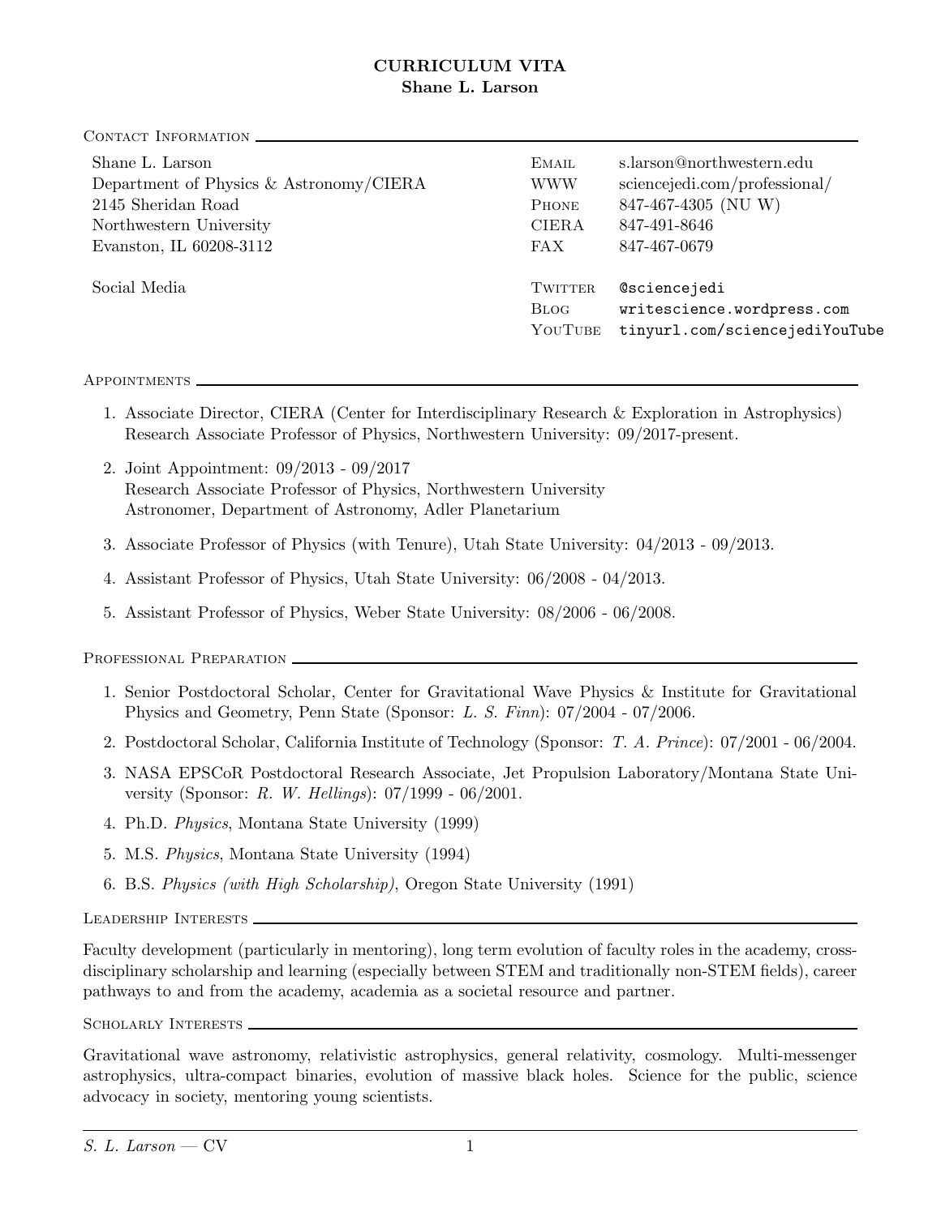# CURRICULUM VITA
## Shane L. Larson

### Contact Information

Shane L. Larson
Department of Physics & Astronomy/CIERA
2145 Sheridan Road
Northwestern University
Evanston, IL 60208-3112

| | |
|---|---|
| Email | s.larson@northwestern.edu |
| WWW | sciencejedi.com/professional/ |
| Phone | 847-467-4305 (NU W) |
| CIERA | 847-491-8646 |
| FAX | 847-467-0679 |

Social Media

| | |
|---|---|
| Twitter | `@sciencejedi` |
| Blog | `writescience.wordpress.com` |
| YouTube | `tinyurl.com/sciencejediYouTube` |

### Appointments

1. Associate Director, CIERA (Center for Interdisciplinary Research & Exploration in Astrophysics)
   Research Associate Professor of Physics, Northwestern University: 09/2017-present.
2. Joint Appointment: 09/2013 - 09/2017
   Research Associate Professor of Physics, Northwestern University
   Astronomer, Department of Astronomy, Adler Planetarium
3. Associate Professor of Physics (with Tenure), Utah State University: 04/2013 - 09/2013.
4. Assistant Professor of Physics, Utah State University: 06/2008 - 04/2013.
5. Assistant Professor of Physics, Weber State University: 08/2006 - 06/2008.

### Professional Preparation

1. Senior Postdoctoral Scholar, Center for Gravitational Wave Physics & Institute for Gravitational Physics and Geometry, Penn State (Sponsor: *L. S. Finn*): 07/2004 - 07/2006.
2. Postdoctoral Scholar, California Institute of Technology (Sponsor: *T. A. Prince*): 07/2001 - 06/2004.
3. NASA EPSCoR Postdoctoral Research Associate, Jet Propulsion Laboratory/Montana State University (Sponsor: *R. W. Hellings*): 07/1999 - 06/2001.
4. Ph.D. *Physics*, Montana State University (1999)
5. M.S. *Physics*, Montana State University (1994)
6. B.S. *Physics (with High Scholarship)*, Oregon State University (1991)

### Leadership Interests

Faculty development (particularly in mentoring), long term evolution of faculty roles in the academy, cross-disciplinary scholarship and learning (especially between STEM and traditionally non-STEM fields), career pathways to and from the academy, academia as a societal resource and partner.

### Scholarly Interests

Gravitational wave astronomy, relativistic astrophysics, general relativity, cosmology. Multi-messenger astrophysics, ultra-compact binaries, evolution of massive black holes. Science for the public, science advocacy in society, mentoring young scientists.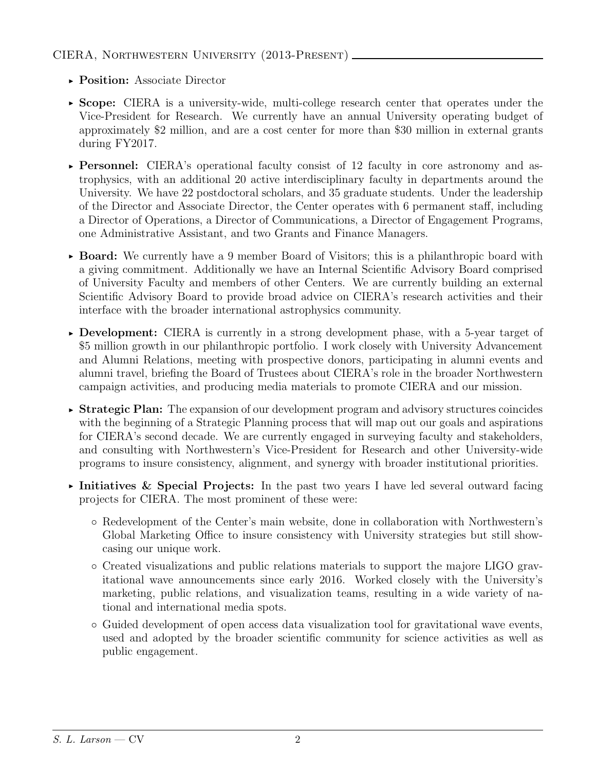## CIERA, Northwestern University (2013-Present)

- **Position:** Associate Director
- **Scope:** CIERA is a university-wide, multi-college research center that operates under the Vice-President for Research. We currently have an annual University operating budget of approximately $2 million, and are a cost center for more than $30 million in external grants during FY2017.
- **Personnel:** CIERA's operational faculty consist of 12 faculty in core astronomy and astrophysics, with an additional 20 active interdisciplinary faculty in departments around the University. We have 22 postdoctoral scholars, and 35 graduate students. Under the leadership of the Director and Associate Director, the Center operates with 6 permanent staff, including a Director of Operations, a Director of Communications, a Director of Engagement Programs, one Administrative Assistant, and two Grants and Finance Managers.
- **Board:** We currently have a 9 member Board of Visitors; this is a philanthropic board with a giving commitment. Additionally we have an Internal Scientific Advisory Board comprised of University Faculty and members of other Centers. We are currently building an external Scientific Advisory Board to provide broad advice on CIERA's research activities and their interface with the broader international astrophysics community.
- **Development:** CIERA is currently in a strong development phase, with a 5-year target of $5 million growth in our philanthropic portfolio. I work closely with University Advancement and Alumni Relations, meeting with prospective donors, participating in alumni events and alumni travel, briefing the Board of Trustees about CIERA's role in the broader Northwestern campaign activities, and producing media materials to promote CIERA and our mission.
- **Strategic Plan:** The expansion of our development program and advisory structures coincides with the beginning of a Strategic Planning process that will map out our goals and aspirations for CIERA's second decade. We are currently engaged in surveying faculty and stakeholders, and consulting with Northwestern's Vice-President for Research and other University-wide programs to insure consistency, alignment, and synergy with broader institutional priorities.
- **Initiatives & Special Projects:** In the past two years I have led several outward facing projects for CIERA. The most prominent of these were:
  - Redevelopment of the Center's main website, done in collaboration with Northwestern's Global Marketing Office to insure consistency with University strategies but still showcasing our unique work.
  - Created visualizations and public relations materials to support the majore LIGO gravitational wave announcements since early 2016. Worked closely with the University's marketing, public relations, and visualization teams, resulting in a wide variety of national and international media spots.
  - Guided development of open access data visualization tool for gravitational wave events, used and adopted by the broader scientific community for science activities as well as public engagement.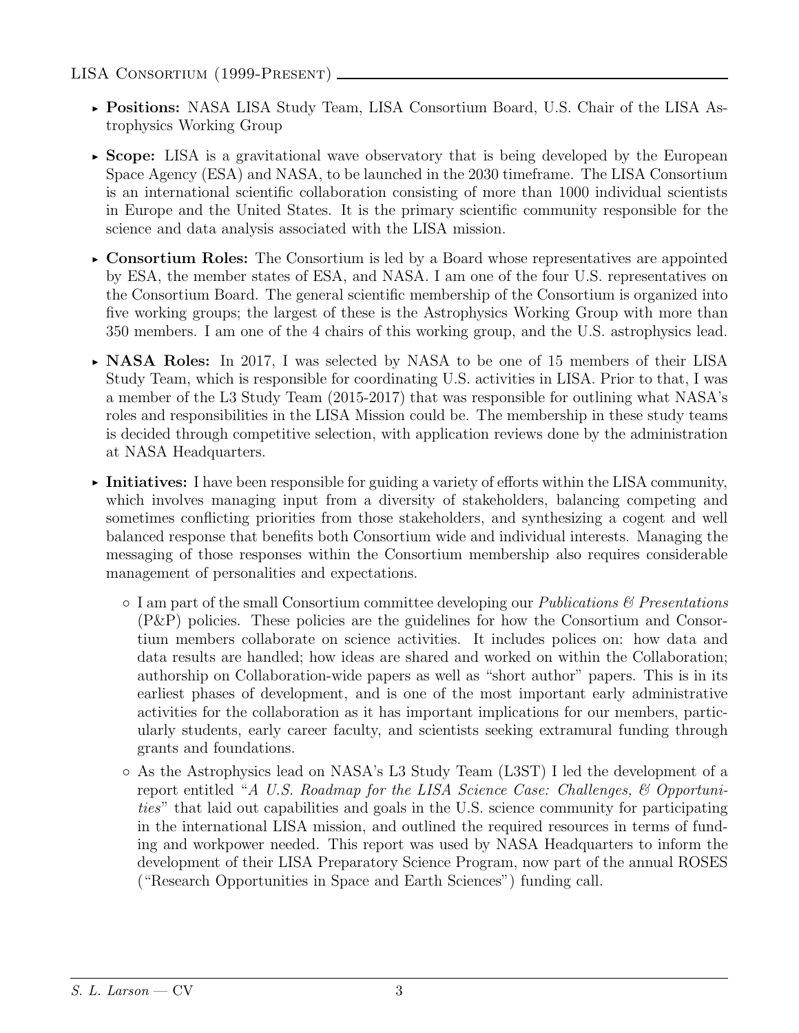## LISA Consortium (1999-Present)

- **Positions:** NASA LISA Study Team, LISA Consortium Board, U.S. Chair of the LISA Astrophysics Working Group
- **Scope:** LISA is a gravitational wave observatory that is being developed by the European Space Agency (ESA) and NASA, to be launched in the 2030 timeframe. The LISA Consortium is an international scientific collaboration consisting of more than 1000 individual scientists in Europe and the United States. It is the primary scientific community responsible for the science and data analysis associated with the LISA mission.
- **Consortium Roles:** The Consortium is led by a Board whose representatives are appointed by ESA, the member states of ESA, and NASA. I am one of the four U.S. representatives on the Consortium Board. The general scientific membership of the Consortium is organized into five working groups; the largest of these is the Astrophysics Working Group with more than 350 members. I am one of the 4 chairs of this working group, and the U.S. astrophysics lead.
- **NASA Roles:** In 2017, I was selected by NASA to be one of 15 members of their LISA Study Team, which is responsible for coordinating U.S. activities in LISA. Prior to that, I was a member of the L3 Study Team (2015-2017) that was responsible for outlining what NASA's roles and responsibilities in the LISA Mission could be. The membership in these study teams is decided through competitive selection, with application reviews done by the administration at NASA Headquarters.
- **Initiatives:** I have been responsible for guiding a variety of efforts within the LISA community, which involves managing input from a diversity of stakeholders, balancing competing and sometimes conflicting priorities from those stakeholders, and synthesizing a cogent and well balanced response that benefits both Consortium wide and individual interests. Managing the messaging of those responses within the Consortium membership also requires considerable management of personalities and expectations.
  - I am part of the small Consortium committee developing our *Publications & Presentations* (P&P) policies. These policies are the guidelines for how the Consortium and Consortium members collaborate on science activities. It includes polices on: how data and data results are handled; how ideas are shared and worked on within the Collaboration; authorship on Collaboration-wide papers as well as "short author" papers. This is in its earliest phases of development, and is one of the most important early administrative activities for the collaboration as it has important implications for our members, particularly students, early career faculty, and scientists seeking extramural funding through grants and foundations.
  - As the Astrophysics lead on NASA's L3 Study Team (L3ST) I led the development of a report entitled "*A U.S. Roadmap for the LISA Science Case: Challenges, & Opportunities*" that laid out capabilities and goals in the U.S. science community for participating in the international LISA mission, and outlined the required resources in terms of funding and workpower needed. This report was used by NASA Headquarters to inform the development of their LISA Preparatory Science Program, now part of the annual ROSES ("Research Opportunities in Space and Earth Sciences") funding call.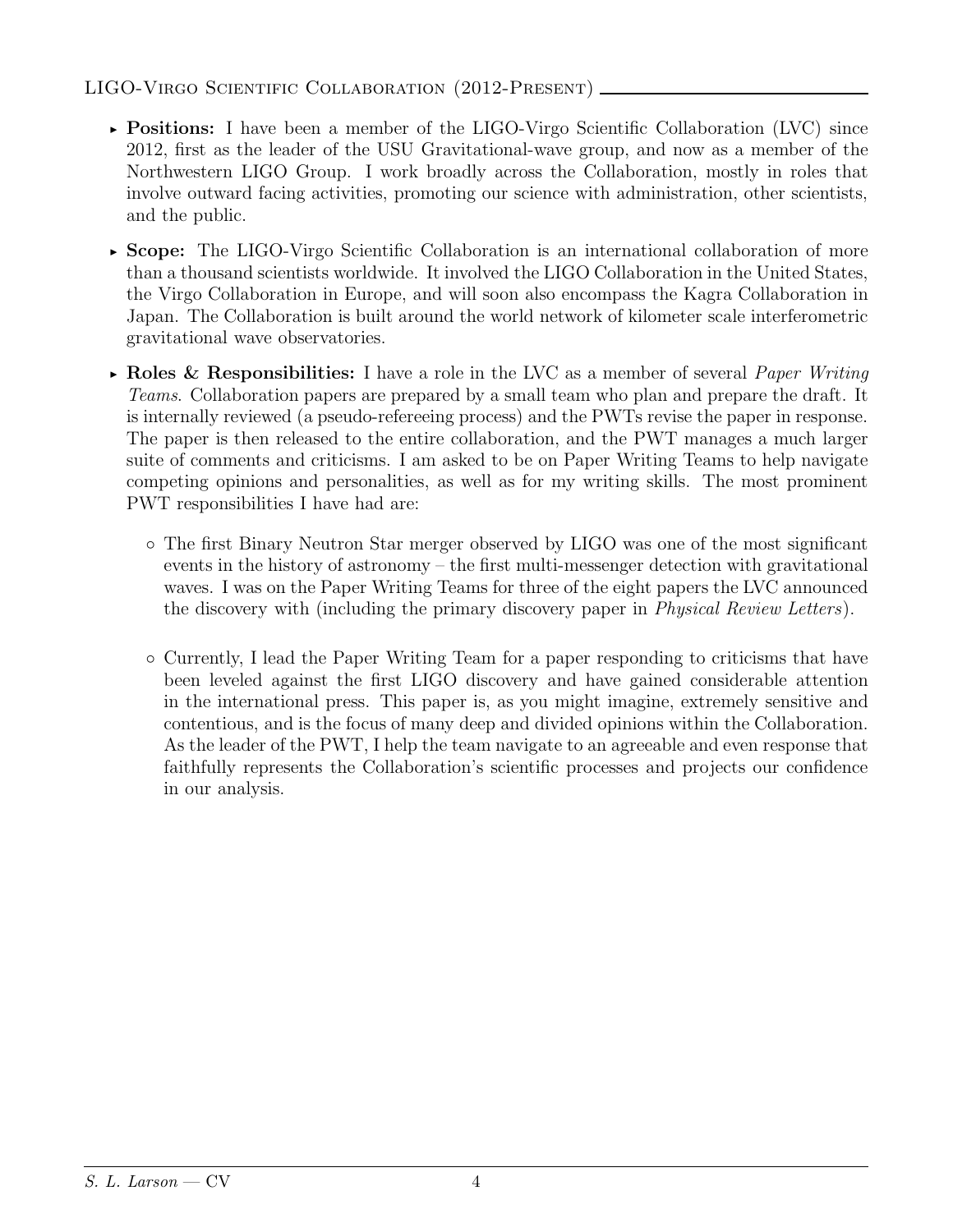## LIGO-Virgo Scientific Collaboration (2012-Present)

- **Positions:** I have been a member of the LIGO-Virgo Scientific Collaboration (LVC) since 2012, first as the leader of the USU Gravitational-wave group, and now as a member of the Northwestern LIGO Group. I work broadly across the Collaboration, mostly in roles that involve outward facing activities, promoting our science with administration, other scientists, and the public.
- **Scope:** The LIGO-Virgo Scientific Collaboration is an international collaboration of more than a thousand scientists worldwide. It involved the LIGO Collaboration in the United States, the Virgo Collaboration in Europe, and will soon also encompass the Kagra Collaboration in Japan. The Collaboration is built around the world network of kilometer scale interferometric gravitational wave observatories.
- **Roles & Responsibilities:** I have a role in the LVC as a member of several *Paper Writing Teams*. Collaboration papers are prepared by a small team who plan and prepare the draft. It is internally reviewed (a pseudo-refereeing process) and the PWTs revise the paper in response. The paper is then released to the entire collaboration, and the PWT manages a much larger suite of comments and criticisms. I am asked to be on Paper Writing Teams to help navigate competing opinions and personalities, as well as for my writing skills. The most prominent PWT responsibilities I have had are:
  - The first Binary Neutron Star merger observed by LIGO was one of the most significant events in the history of astronomy – the first multi-messenger detection with gravitational waves. I was on the Paper Writing Teams for three of the eight papers the LVC announced the discovery with (including the primary discovery paper in *Physical Review Letters*).
  - Currently, I lead the Paper Writing Team for a paper responding to criticisms that have been leveled against the first LIGO discovery and have gained considerable attention in the international press. This paper is, as you might imagine, extremely sensitive and contentious, and is the focus of many deep and divided opinions within the Collaboration. As the leader of the PWT, I help the team navigate to an agreeable and even response that faithfully represents the Collaboration's scientific processes and projects our confidence in our analysis.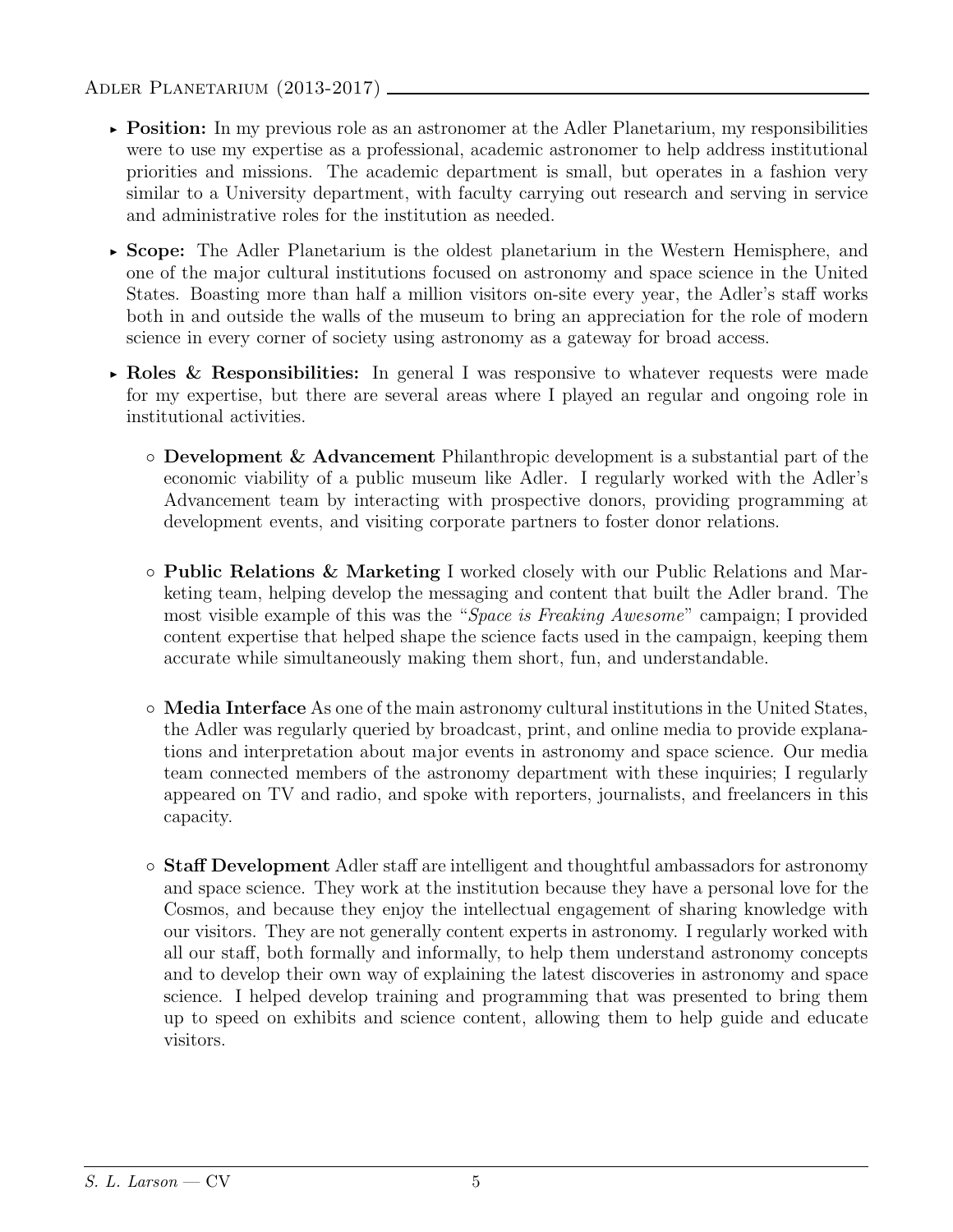## Adler Planetarium (2013-2017)

- **Position:** In my previous role as an astronomer at the Adler Planetarium, my responsibilities were to use my expertise as a professional, academic astronomer to help address institutional priorities and missions. The academic department is small, but operates in a fashion very similar to a University department, with faculty carrying out research and serving in service and administrative roles for the institution as needed.
- **Scope:** The Adler Planetarium is the oldest planetarium in the Western Hemisphere, and one of the major cultural institutions focused on astronomy and space science in the United States. Boasting more than half a million visitors on-site every year, the Adler's staff works both in and outside the walls of the museum to bring an appreciation for the role of modern science in every corner of society using astronomy as a gateway for broad access.
- **Roles & Responsibilities:** In general I was responsive to whatever requests were made for my expertise, but there are several areas where I played an regular and ongoing role in institutional activities.
  - **Development & Advancement** Philanthropic development is a substantial part of the economic viability of a public museum like Adler. I regularly worked with the Adler's Advancement team by interacting with prospective donors, providing programming at development events, and visiting corporate partners to foster donor relations.
  - **Public Relations & Marketing** I worked closely with our Public Relations and Marketing team, helping develop the messaging and content that built the Adler brand. The most visible example of this was the "*Space is Freaking Awesome*" campaign; I provided content expertise that helped shape the science facts used in the campaign, keeping them accurate while simultaneously making them short, fun, and understandable.
  - **Media Interface** As one of the main astronomy cultural institutions in the United States, the Adler was regularly queried by broadcast, print, and online media to provide explanations and interpretation about major events in astronomy and space science. Our media team connected members of the astronomy department with these inquiries; I regularly appeared on TV and radio, and spoke with reporters, journalists, and freelancers in this capacity.
  - **Staff Development** Adler staff are intelligent and thoughtful ambassadors for astronomy and space science. They work at the institution because they have a personal love for the Cosmos, and because they enjoy the intellectual engagement of sharing knowledge with our visitors. They are not generally content experts in astronomy. I regularly worked with all our staff, both formally and informally, to help them understand astronomy concepts and to develop their own way of explaining the latest discoveries in astronomy and space science. I helped develop training and programming that was presented to bring them up to speed on exhibits and science content, allowing them to help guide and educate visitors.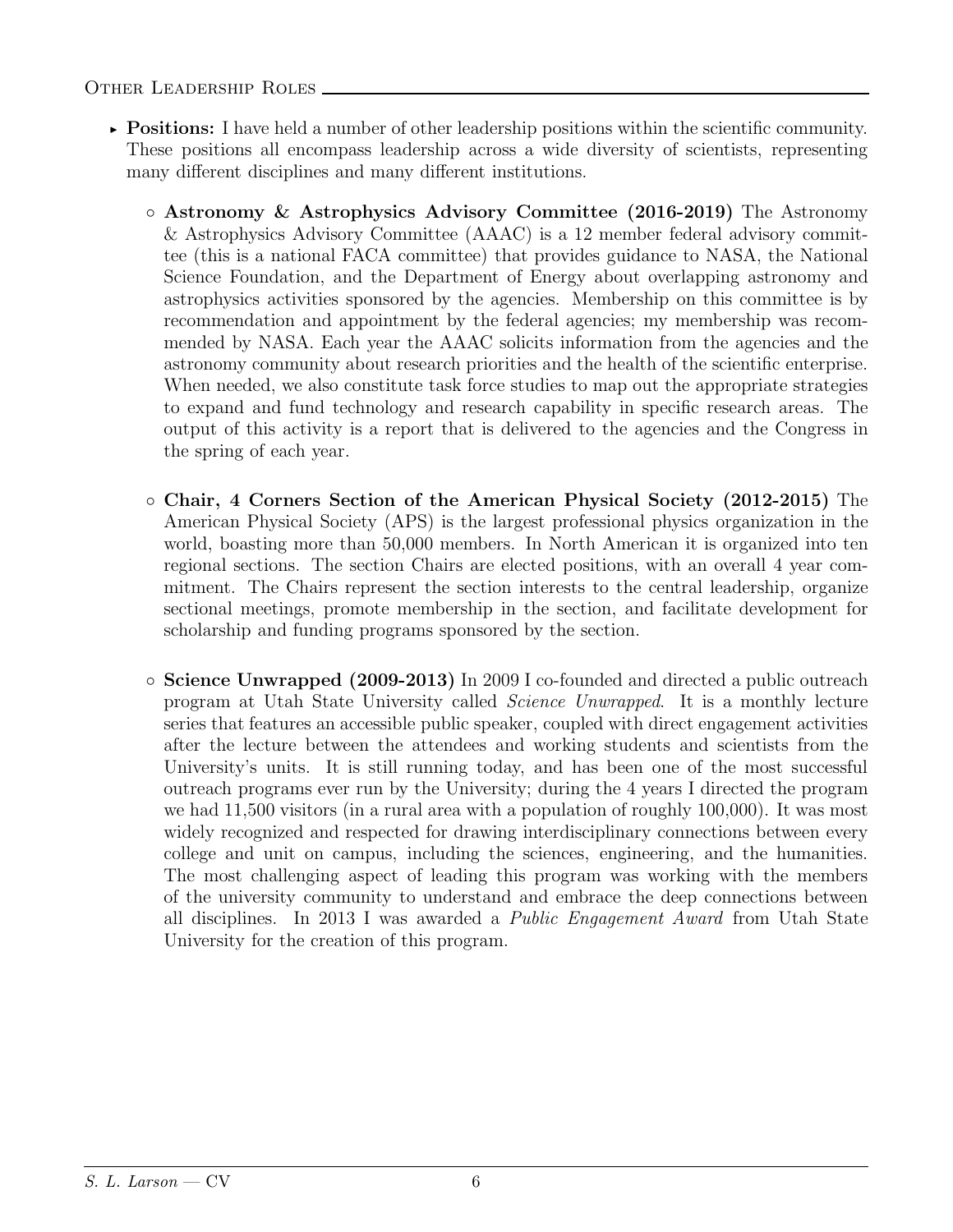## Other Leadership Roles

- **Positions:** I have held a number of other leadership positions within the scientific community. These positions all encompass leadership across a wide diversity of scientists, representing many different disciplines and many different institutions.

  - **Astronomy & Astrophysics Advisory Committee (2016-2019)** The Astronomy & Astrophysics Advisory Committee (AAAC) is a 12 member federal advisory committee (this is a national FACA committee) that provides guidance to NASA, the National Science Foundation, and the Department of Energy about overlapping astronomy and astrophysics activities sponsored by the agencies. Membership on this committee is by recommendation and appointment by the federal agencies; my membership was recommended by NASA. Each year the AAAC solicits information from the agencies and the astronomy community about research priorities and the health of the scientific enterprise. When needed, we also constitute task force studies to map out the appropriate strategies to expand and fund technology and research capability in specific research areas. The output of this activity is a report that is delivered to the agencies and the Congress in the spring of each year.

  - **Chair, 4 Corners Section of the American Physical Society (2012-2015)** The American Physical Society (APS) is the largest professional physics organization in the world, boasting more than 50,000 members. In North American it is organized into ten regional sections. The section Chairs are elected positions, with an overall 4 year commitment. The Chairs represent the section interests to the central leadership, organize sectional meetings, promote membership in the section, and facilitate development for scholarship and funding programs sponsored by the section.

  - **Science Unwrapped (2009-2013)** In 2009 I co-founded and directed a public outreach program at Utah State University called *Science Unwrapped*. It is a monthly lecture series that features an accessible public speaker, coupled with direct engagement activities after the lecture between the attendees and working students and scientists from the University's units. It is still running today, and has been one of the most successful outreach programs ever run by the University; during the 4 years I directed the program we had 11,500 visitors (in a rural area with a population of roughly 100,000). It was most widely recognized and respected for drawing interdisciplinary connections between every college and unit on campus, including the sciences, engineering, and the humanities. The most challenging aspect of leading this program was working with the members of the university community to understand and embrace the deep connections between all disciplines. In 2013 I was awarded a *Public Engagement Award* from Utah State University for the creation of this program.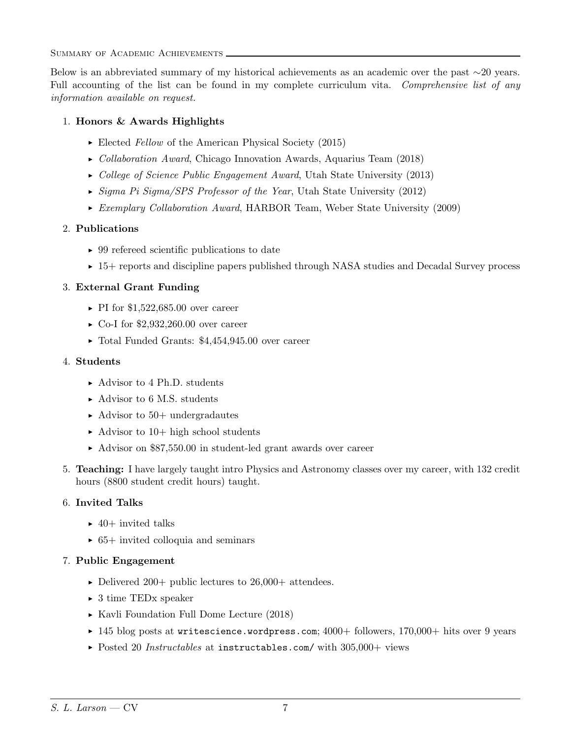## Summary of Academic Achievements

Below is an abbreviated summary of my historical achievements as an academic over the past ∼20 years. Full accounting of the list can be found in my complete curriculum vita. *Comprehensive list of any information available on request.*

1. **Honors & Awards Highlights**
   - Elected *Fellow* of the American Physical Society (2015)
   - *Collaboration Award*, Chicago Innovation Awards, Aquarius Team (2018)
   - *College of Science Public Engagement Award*, Utah State University (2013)
   - *Sigma Pi Sigma/SPS Professor of the Year*, Utah State University (2012)
   - *Exemplary Collaboration Award*, HARBOR Team, Weber State University (2009)

2. **Publications**
   - 99 refereed scientific publications to date
   - 15+ reports and discipline papers published through NASA studies and Decadal Survey process

3. **External Grant Funding**
   - PI for $1,522,685.00 over career
   - Co-I for $2,932,260.00 over career
   - Total Funded Grants: $4,454,945.00 over career

4. **Students**
   - Advisor to 4 Ph.D. students
   - Advisor to 6 M.S. students
   - Advisor to 50+ undergradautes
   - Advisor to 10+ high school students
   - Advisor on $87,550.00 in student-led grant awards over career

5. **Teaching:** I have largely taught intro Physics and Astronomy classes over my career, with 132 credit hours (8800 student credit hours) taught.

6. **Invited Talks**
   - 40+ invited talks
   - 65+ invited colloquia and seminars

7. **Public Engagement**
   - Delivered 200+ public lectures to 26,000+ attendees.
   - 3 time TEDx speaker
   - Kavli Foundation Full Dome Lecture (2018)
   - 145 blog posts at `writescience.wordpress.com`; 4000+ followers, 170,000+ hits over 9 years
   - Posted 20 *Instructables* at `instructables.com/` with 305,000+ views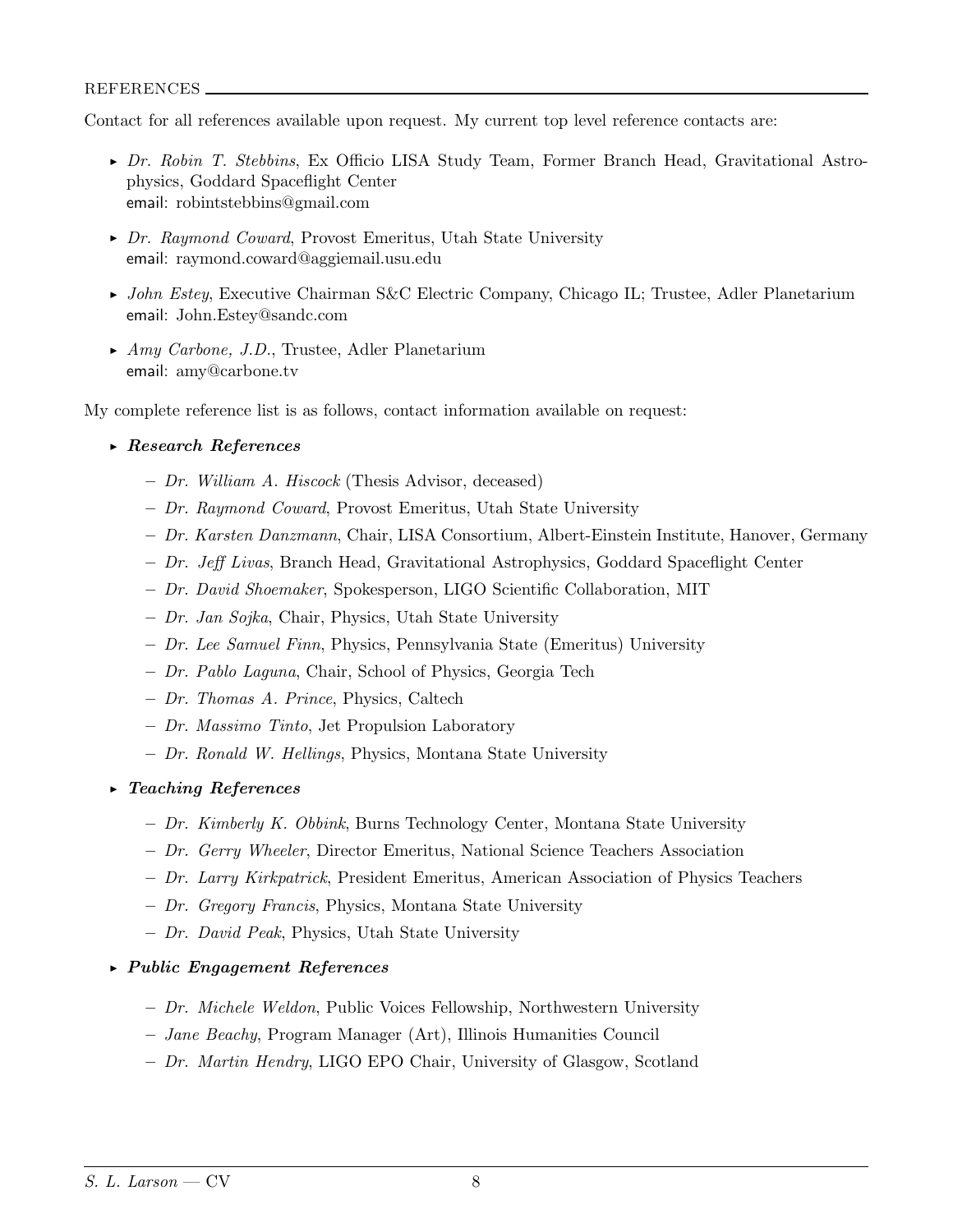## REFERENCES

Contact for all references available upon request. My current top level reference contacts are:

- *Dr. Robin T. Stebbins*, Ex Officio LISA Study Team, Former Branch Head, Gravitational Astrophysics, Goddard Spaceflight Center
  email: robintstebbins@gmail.com
- *Dr. Raymond Coward*, Provost Emeritus, Utah State University
  email: raymond.coward@aggiemail.usu.edu
- *John Estey*, Executive Chairman S&C Electric Company, Chicago IL; Trustee, Adler Planetarium
  email: John.Estey@sandc.com
- *Amy Carbone, J.D.*, Trustee, Adler Planetarium
  email: amy@carbone.tv

My complete reference list is as follows, contact information available on request:

- ***Research References***
  - *Dr. William A. Hiscock* (Thesis Advisor, deceased)
  - *Dr. Raymond Coward*, Provost Emeritus, Utah State University
  - *Dr. Karsten Danzmann*, Chair, LISA Consortium, Albert-Einstein Institute, Hanover, Germany
  - *Dr. Jeff Livas*, Branch Head, Gravitational Astrophysics, Goddard Spaceflight Center
  - *Dr. David Shoemaker*, Spokesperson, LIGO Scientific Collaboration, MIT
  - *Dr. Jan Sojka*, Chair, Physics, Utah State University
  - *Dr. Lee Samuel Finn*, Physics, Pennsylvania State (Emeritus) University
  - *Dr. Pablo Laguna*, Chair, School of Physics, Georgia Tech
  - *Dr. Thomas A. Prince*, Physics, Caltech
  - *Dr. Massimo Tinto*, Jet Propulsion Laboratory
  - *Dr. Ronald W. Hellings*, Physics, Montana State University
- ***Teaching References***
  - *Dr. Kimberly K. Obbink*, Burns Technology Center, Montana State University
  - *Dr. Gerry Wheeler*, Director Emeritus, National Science Teachers Association
  - *Dr. Larry Kirkpatrick*, President Emeritus, American Association of Physics Teachers
  - *Dr. Gregory Francis*, Physics, Montana State University
  - *Dr. David Peak*, Physics, Utah State University
- ***Public Engagement References***
  - *Dr. Michele Weldon*, Public Voices Fellowship, Northwestern University
  - *Jane Beachy*, Program Manager (Art), Illinois Humanities Council
  - *Dr. Martin Hendry*, LIGO EPO Chair, University of Glasgow, Scotland